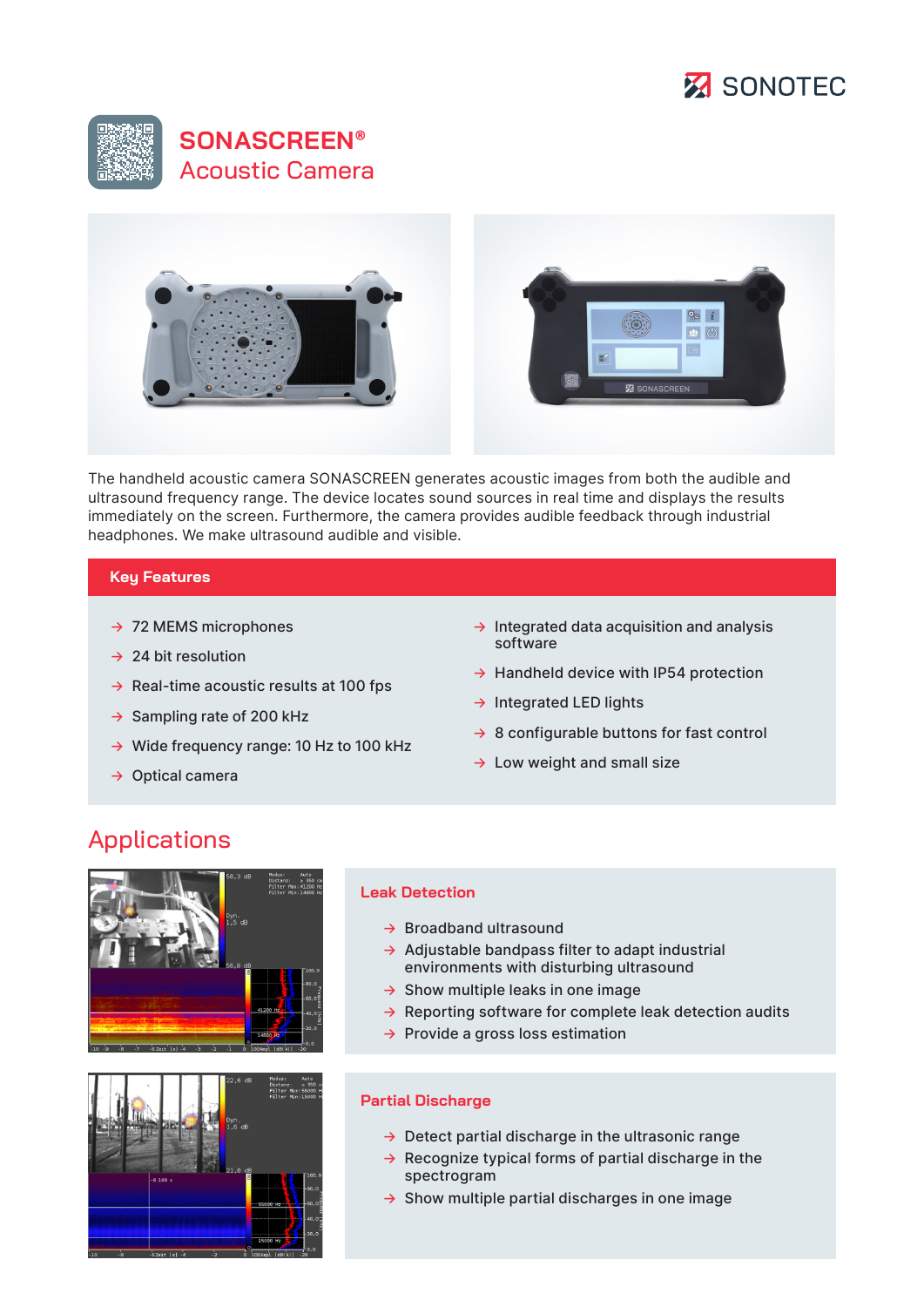SONOTEC

# SONASCREEN®
## Acoustic Camera

The handheld acoustic camera SONASCREEN generates acoustic images from both the audible and ultrasound frequency range. The device locates sound sources in real time and displays the results immediately on the screen. Furthermore, the camera provides audible feedback through industrial headphones. We make ultrasound audible and visible.

### Key Features

- 72 MEMS microphones
- 24 bit resolution
- Real-time acoustic results at 100 fps
- Sampling rate of 200 kHz
- Wide frequency range: 10 Hz to 100 kHz
- Optical camera
- Integrated data acquisition and analysis software
- Handheld device with IP54 protection
- Integrated LED lights
- 8 configurable buttons for fast control
- Low weight and small size

## Applications

### Leak Detection

- Broadband ultrasound
- Adjustable bandpass filter to adapt industrial environments with disturbing ultrasound
- Show multiple leaks in one image
- Reporting software for complete leak detection audits
- Provide a gross loss estimation

### Partial Discharge

- Detect partial discharge in the ultrasonic range
- Recognize typical forms of partial discharge in the spectrogram
- Show multiple partial discharges in one image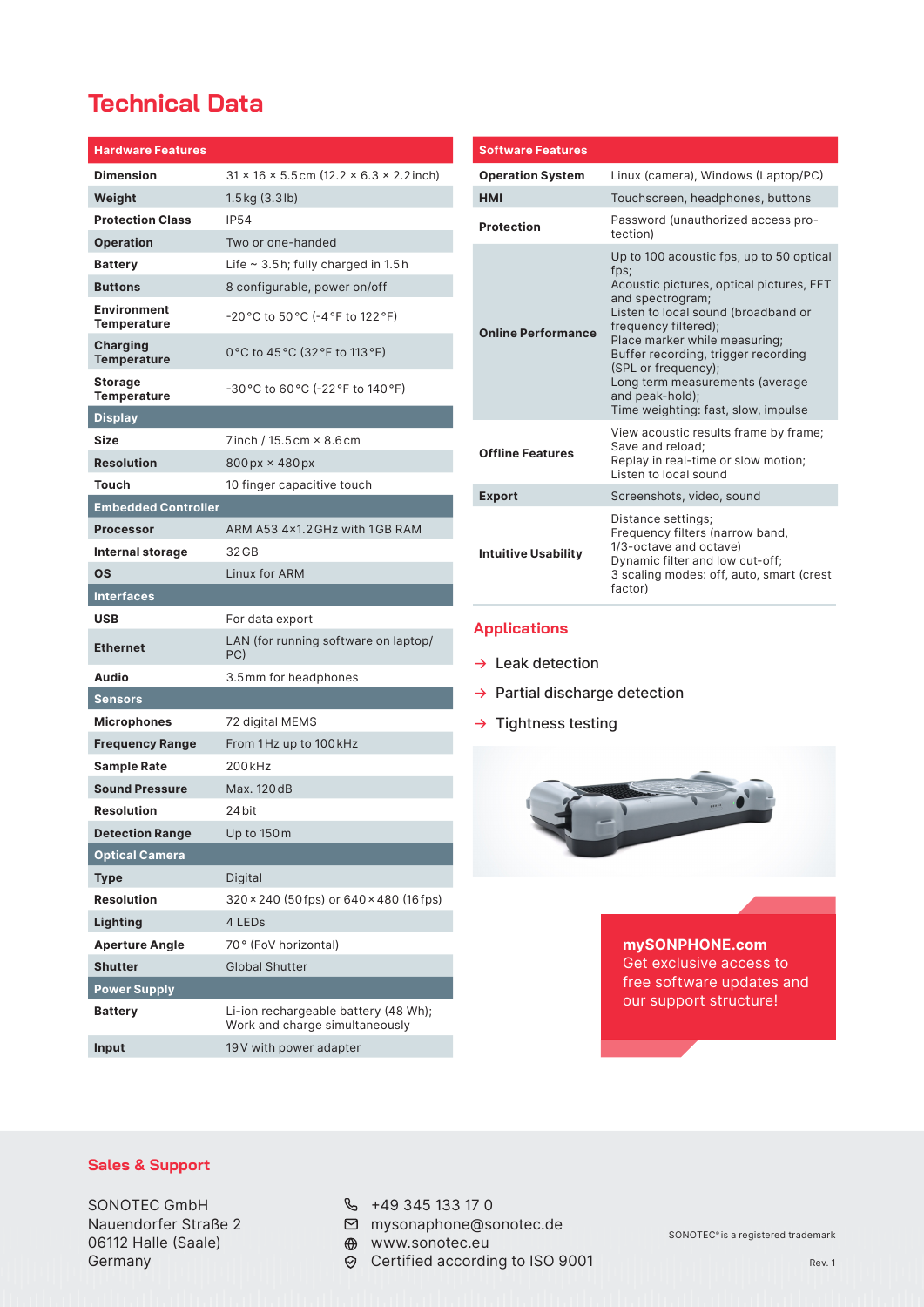# Technical Data

| Hardware Features | |
|---|---|
| **Dimension** | 31 × 16 × 5.5 cm (12.2 × 6.3 × 2.2 inch) |
| **Weight** | 1.5 kg (3.3 lb) |
| **Protection Class** | IP54 |
| **Operation** | Two or one-handed |
| **Battery** | Life ~ 3.5 h; fully charged in 1.5 h |
| **Buttons** | 8 configurable, power on/off |
| **Environment Temperature** | -20 °C to 50 °C (-4 °F to 122 °F) |
| **Charging Temperature** | 0 °C to 45 °C (32 °F to 113 °F) |
| **Storage Temperature** | -30 °C to 60 °C (-22 °F to 140 °F) |
| **Display** | |
| **Size** | 7 inch / 15.5 cm × 8.6 cm |
| **Resolution** | 800 px × 480 px |
| **Touch** | 10 finger capacitive touch |
| **Embedded Controller** | |
| **Processor** | ARM A53 4×1.2 GHz with 1 GB RAM |
| **Internal storage** | 32 GB |
| **OS** | Linux for ARM |
| **Interfaces** | |
| **USB** | For data export |
| **Ethernet** | LAN (for running software on laptop/PC) |
| **Audio** | 3.5 mm for headphones |
| **Sensors** | |
| **Microphones** | 72 digital MEMS |
| **Frequency Range** | From 1 Hz up to 100 kHz |
| **Sample Rate** | 200 kHz |
| **Sound Pressure** | Max. 120 dB |
| **Resolution** | 24 bit |
| **Detection Range** | Up to 150 m |
| **Optical Camera** | |
| **Type** | Digital |
| **Resolution** | 320 × 240 (50 fps) or 640 × 480 (16 fps) |
| **Lighting** | 4 LEDs |
| **Aperture Angle** | 70 ° (FoV horizontal) |
| **Shutter** | Global Shutter |
| **Power Supply** | |
| **Battery** | Li-ion rechargeable battery (48 Wh); Work and charge simultaneously |
| **Input** | 19 V with power adapter |

| Software Features | |
|---|---|
| **Operation System** | Linux (camera), Windows (Laptop/PC) |
| **HMI** | Touchscreen, headphones, buttons |
| **Protection** | Password (unauthorized access protection) |
| **Online Performance** | Up to 100 acoustic fps, up to 50 optical fps; Acoustic pictures, optical pictures, FFT and spectrogram; Listen to local sound (broadband or frequency filtered); Place marker while measuring; Buffer recording, trigger recording (SPL or frequency); Long term measurements (average and peak-hold); Time weighting: fast, slow, impulse |
| **Offline Features** | View acoustic results frame by frame; Save and reload; Replay in real-time or slow motion; Listen to local sound |
| **Export** | Screenshots, video, sound |
| **Intuitive Usability** | Distance settings; Frequency filters (narrow band, 1/3-octave and octave) Dynamic filter and low cut-off; 3 scaling modes: off, auto, smart (crest factor) |

## Applications

- Leak detection
- Partial discharge detection
- Tightness testing

**mySONPHONE.com**
Get exclusive access to free software updates and our support structure!

## Sales & Support

SONOTEC GmbH
Nauendorfer Straße 2
06112 Halle (Saale)
Germany

+49 345 133 17 0
mysonaphone@sonotec.de
www.sonotec.eu
Certified according to ISO 9001

SONOTEC® is a registered trademark

Rev. 1